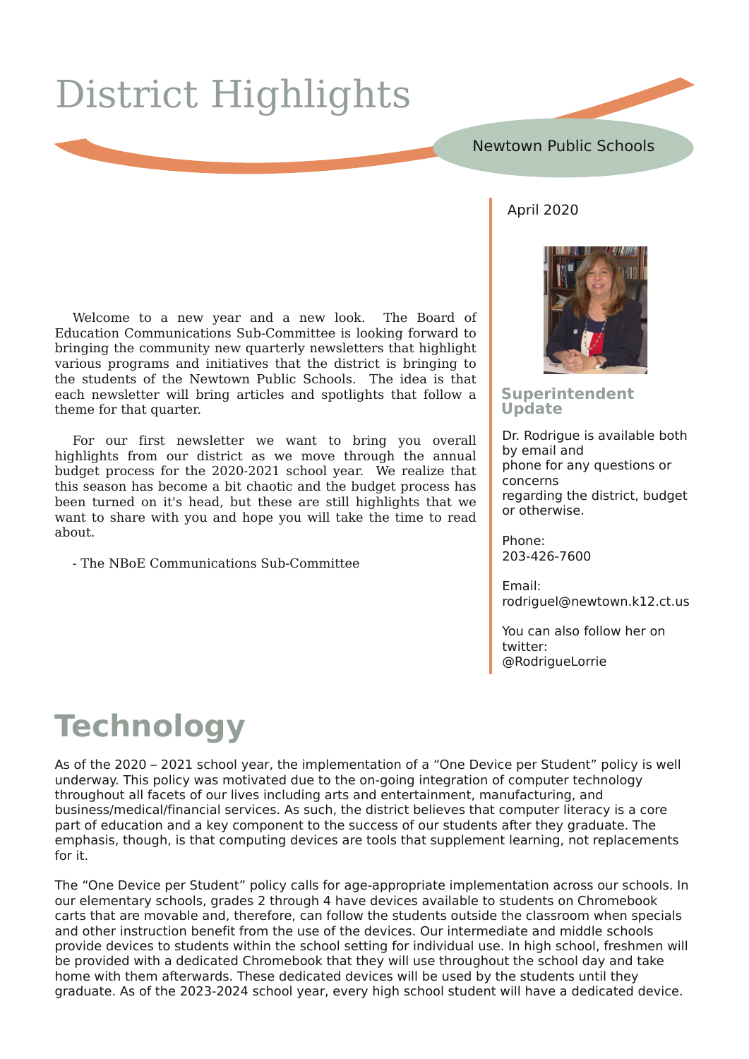# District Highlights

Newtown Public Schools

April 2020

Welcome to a new year and a new look. The Board of Education Communications Sub-Committee is looking forward to bringing the community new quarterly newsletters that highlight various programs and initiatives that the district is bringing to the students of the Newtown Public Schools. The idea is that each newsletter will bring articles and spotlights that follow a theme for that quarter.

For our first newsletter we want to bring you overall highlights from our district as we move through the annual budget process for the 2020-2021 school year. We realize that this season has become a bit chaotic and the budget process has been turned on it's head, but these are still highlights that we want to share with you and hope you will take the time to read about.

- The NBoE Communications Sub-Committee

### Superintendent Update

Dr. Rodrigue is available both by email and phone for any questions or concerns regarding the district, budget or otherwise.

Phone:
203-426-7600

Email:
rodriguel@newtown.k12.ct.us

You can also follow her on twitter:
@RodrigueLorrie

# Technology

As of the 2020 – 2021 school year, the implementation of a “One Device per Student” policy is well underway. This policy was motivated due to the on-going integration of computer technology throughout all facets of our lives including arts and entertainment, manufacturing, and business/medical/financial services. As such, the district believes that computer literacy is a core part of education and a key component to the success of our students after they graduate. The emphasis, though, is that computing devices are tools that supplement learning, not replacements for it.

The “One Device per Student” policy calls for age-appropriate implementation across our schools. In our elementary schools, grades 2 through 4 have devices available to students on Chromebook carts that are movable and, therefore, can follow the students outside the classroom when specials and other instruction benefit from the use of the devices. Our intermediate and middle schools provide devices to students within the school setting for individual use. In high school, freshmen will be provided with a dedicated Chromebook that they will use throughout the school day and take home with them afterwards. These dedicated devices will be used by the students until they graduate. As of the 2023-2024 school year, every high school student will have a dedicated device.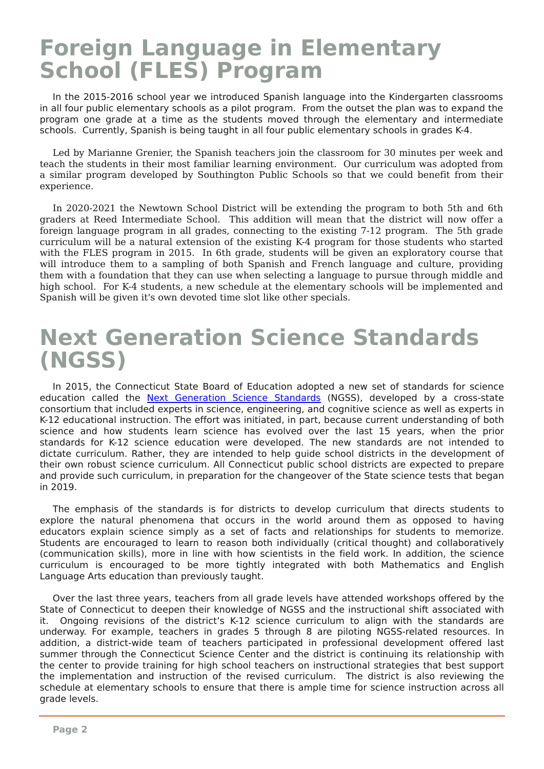# Foreign Language in Elementary School (FLES) Program

In the 2015-2016 school year we introduced Spanish language into the Kindergarten classrooms in all four public elementary schools as a pilot program. From the outset the plan was to expand the program one grade at a time as the students moved through the elementary and intermediate schools. Currently, Spanish is being taught in all four public elementary schools in grades K-4.

Led by Marianne Grenier, the Spanish teachers join the classroom for 30 minutes per week and teach the students in their most familiar learning environment. Our curriculum was adopted from a similar program developed by Southington Public Schools so that we could benefit from their experience.

In 2020-2021 the Newtown School District will be extending the program to both 5th and 6th graders at Reed Intermediate School. This addition will mean that the district will now offer a foreign language program in all grades, connecting to the existing 7-12 program. The 5th grade curriculum will be a natural extension of the existing K-4 program for those students who started with the FLES program in 2015. In 6th grade, students will be given an exploratory course that will introduce them to a sampling of both Spanish and French language and culture, providing them with a foundation that they can use when selecting a language to pursue through middle and high school. For K-4 students, a new schedule at the elementary schools will be implemented and Spanish will be given it's own devoted time slot like other specials.

# Next Generation Science Standards (NGSS)

In 2015, the Connecticut State Board of Education adopted a new set of standards for science education called the [Next Generation Science Standards]() (NGSS), developed by a cross-state consortium that included experts in science, engineering, and cognitive science as well as experts in K-12 educational instruction. The effort was initiated, in part, because current understanding of both science and how students learn science has evolved over the last 15 years, when the prior standards for K-12 science education were developed. The new standards are not intended to dictate curriculum. Rather, they are intended to help guide school districts in the development of their own robust science curriculum. All Connecticut public school districts are expected to prepare and provide such curriculum, in preparation for the changeover of the State science tests that began in 2019.

The emphasis of the standards is for districts to develop curriculum that directs students to explore the natural phenomena that occurs in the world around them as opposed to having educators explain science simply as a set of facts and relationships for students to memorize. Students are encouraged to learn to reason both individually (critical thought) and collaboratively (communication skills), more in line with how scientists in the field work. In addition, the science curriculum is encouraged to be more tightly integrated with both Mathematics and English Language Arts education than previously taught.

Over the last three years, teachers from all grade levels have attended workshops offered by the State of Connecticut to deepen their knowledge of NGSS and the instructional shift associated with it. Ongoing revisions of the district's K-12 science curriculum to align with the standards are underway. For example, teachers in grades 5 through 8 are piloting NGSS-related resources. In addition, a district-wide team of teachers participated in professional development offered last summer through the Connecticut Science Center and the district is continuing its relationship with the center to provide training for high school teachers on instructional strategies that best support the implementation and instruction of the revised curriculum. The district is also reviewing the schedule at elementary schools to ensure that there is ample time for science instruction across all grade levels.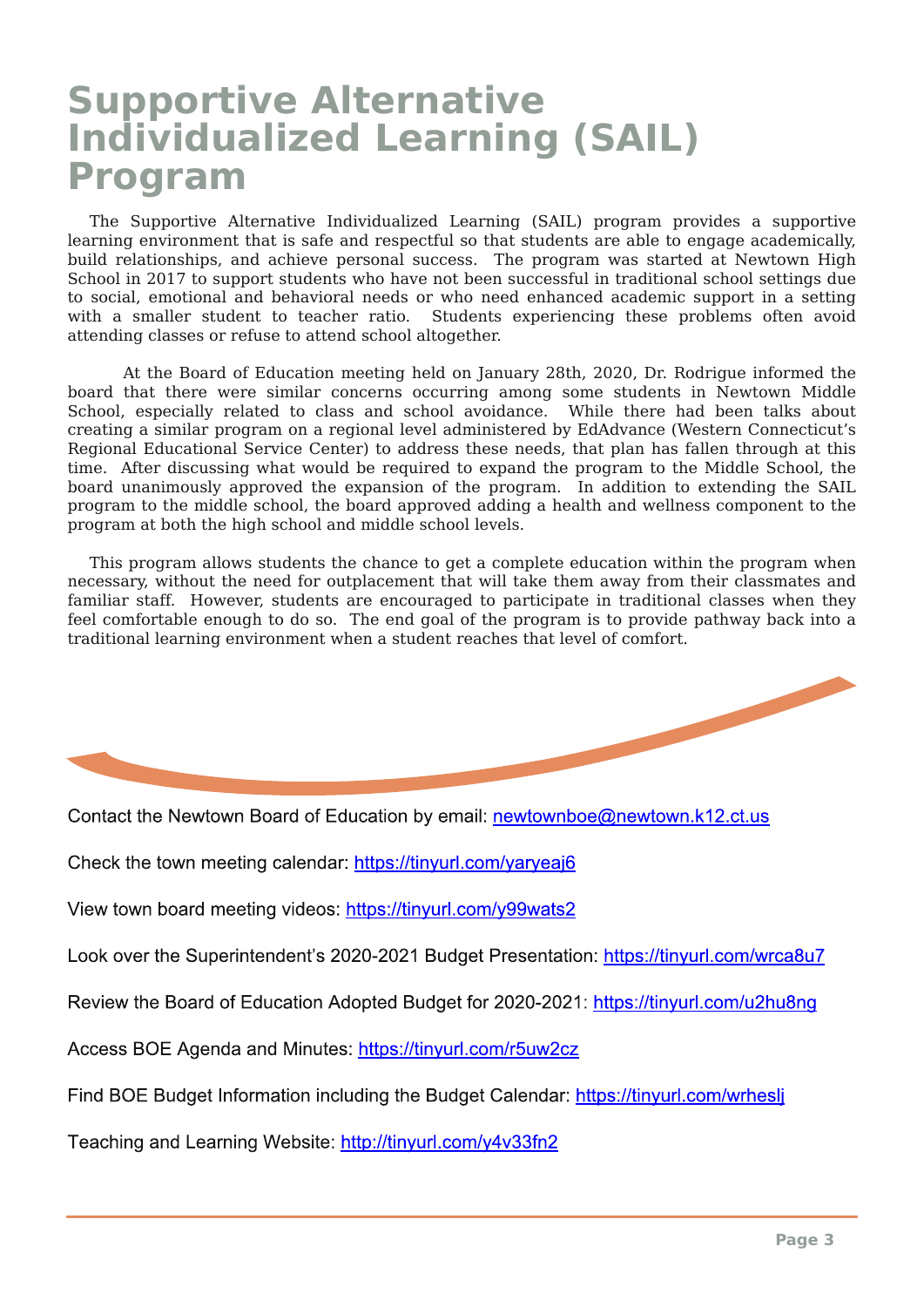# Supportive Alternative Individualized Learning (SAIL) Program

The Supportive Alternative Individualized Learning (SAIL) program provides a supportive learning environment that is safe and respectful so that students are able to engage academically, build relationships, and achieve personal success. The program was started at Newtown High School in 2017 to support students who have not been successful in traditional school settings due to social, emotional and behavioral needs or who need enhanced academic support in a setting with a smaller student to teacher ratio. Students experiencing these problems often avoid attending classes or refuse to attend school altogether.

At the Board of Education meeting held on January 28th, 2020, Dr. Rodrigue informed the board that there were similar concerns occurring among some students in Newtown Middle School, especially related to class and school avoidance. While there had been talks about creating a similar program on a regional level administered by EdAdvance (Western Connecticut's Regional Educational Service Center) to address these needs, that plan has fallen through at this time. After discussing what would be required to expand the program to the Middle School, the board unanimously approved the expansion of the program. In addition to extending the SAIL program to the middle school, the board approved adding a health and wellness component to the program at both the high school and middle school levels.

This program allows students the chance to get a complete education within the program when necessary, without the need for outplacement that will take them away from their classmates and familiar staff. However, students are encouraged to participate in traditional classes when they feel comfortable enough to do so. The end goal of the program is to provide pathway back into a traditional learning environment when a student reaches that level of comfort.

Contact the Newtown Board of Education by email: newtownboe@newtown.k12.ct.us

Check the town meeting calendar: https://tinyurl.com/yaryeaj6

View town board meeting videos: https://tinyurl.com/y99wats2

Look over the Superintendent's 2020-2021 Budget Presentation: https://tinyurl.com/wrca8u7

Review the Board of Education Adopted Budget for 2020-2021: https://tinyurl.com/u2hu8ng

Access BOE Agenda and Minutes: https://tinyurl.com/r5uw2cz

Find BOE Budget Information including the Budget Calendar: https://tinyurl.com/wrheslj

Teaching and Learning Website: http://tinyurl.com/y4v33fn2